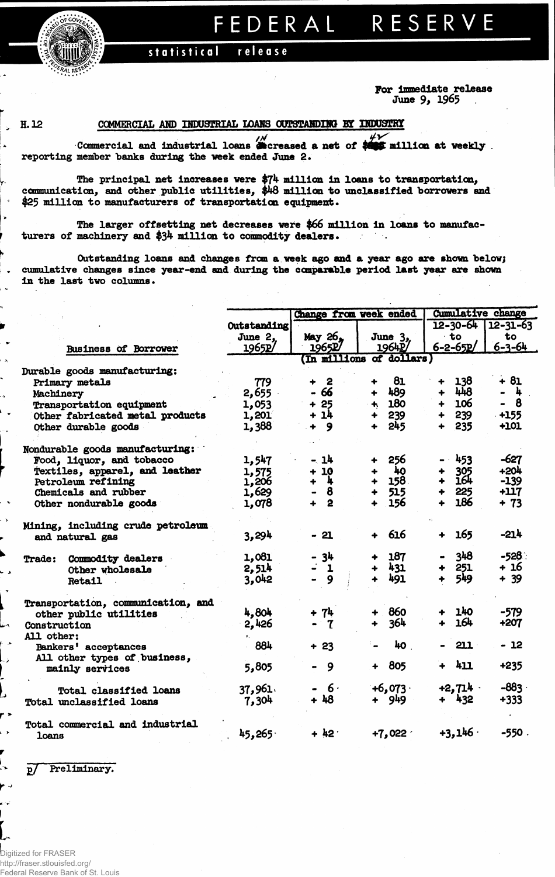# FEDERAL RESERVE

statistical release

For immediate release
June 9, 1965

H.12

## COMMERCIAL AND INDUSTRIAL LOANS OUTSTANDING BY INDUSTRY

Commercial and industrial loans increased a net of $42 million at weekly reporting member banks during the week ended June 2.

The principal net increases were $74 million in loans to transportation, communication, and other public utilities, $48 million to unclassified borrowers and $25 million to manufacturers of transportation equipment.

The larger offsetting net decreases were $66 million in loans to manufacturers of machinery and $34 million to commodity dealers.

Outstanding loans and changes from a week ago and a year ago are shown below; cumulative changes since year-end and during the comparable period last year are shown in the last two columns.

| Business of Borrower | Outstanding June 2, 1965p/ | Change from week ended May 26, 1965p/ | Change from week ended June 3, 1964p/ | Cumulative change 12-30-64 to 6-2-65p/ | Cumulative change 12-31-63 to 6-3-64 |
|---|---|---|---|---|---|
| | (In millions of dollars) | | | | |
| **Durable goods manufacturing:** | | | | | |
| Primary metals | 779 | + 2 | + 81 | + 138 | + 81 |
| Machinery | 2,655 | - 66 | + 489 | + 448 | - 4 |
| Transportation equipment | 1,053 | + 25 | + 180 | + 106 | - 8 |
| Other fabricated metal products | 1,201 | + 14 | + 239 | + 239 | +155 |
| Other durable goods | 1,388 | + 9 | + 245 | + 235 | +101 |
| **Nondurable goods manufacturing:** | | | | | |
| Food, liquor, and tobacco | 1,547 | - 14 | + 256 | - 453 | -627 |
| Textiles, apparel, and leather | 1,575 | + 10 | + 40 | + 305 | +204 |
| Petroleum refining | 1,206 | + 4 | + 158 | + 164 | -139 |
| Chemicals and rubber | 1,629 | - 8 | + 515 | + 225 | +117 |
| Other nondurable goods | 1,078 | + 2 | + 156 | + 186 | + 73 |
| Mining, including crude petroleum and natural gas | 3,294 | - 21 | + 616 | + 165 | -214 |
| Trade: Commodity dealers | 1,081 | - 34 | + 187 | - 348 | -528 |
| Other wholesale | 2,514 | - 1 | + 431 | + 251 | + 16 |
| Retail | 3,042 | - 9 | + 491 | + 549 | + 39 |
| Transportation, communication, and other public utilities | 4,804 | + 74 | + 860 | + 140 | -579 |
| Construction | 2,426 | - 7 | + 364 | + 164 | +207 |
| All other: | | | | | |
| Bankers' acceptances | 884 | + 23 | - 40 | - 211 | - 12 |
| All other types of business, mainly services | 5,805 | - 9 | + 805 | + 411 | +235 |
| Total classified loans | 37,961 | - 6 | +6,073 | +2,714 | -883 |
| Total unclassified loans | 7,304 | + 48 | + 949 | + 432 | +333 |
| Total commercial and industrial loans | 45,265 | + 42 | +7,022 | +3,146 | -550 |

p/ Preliminary.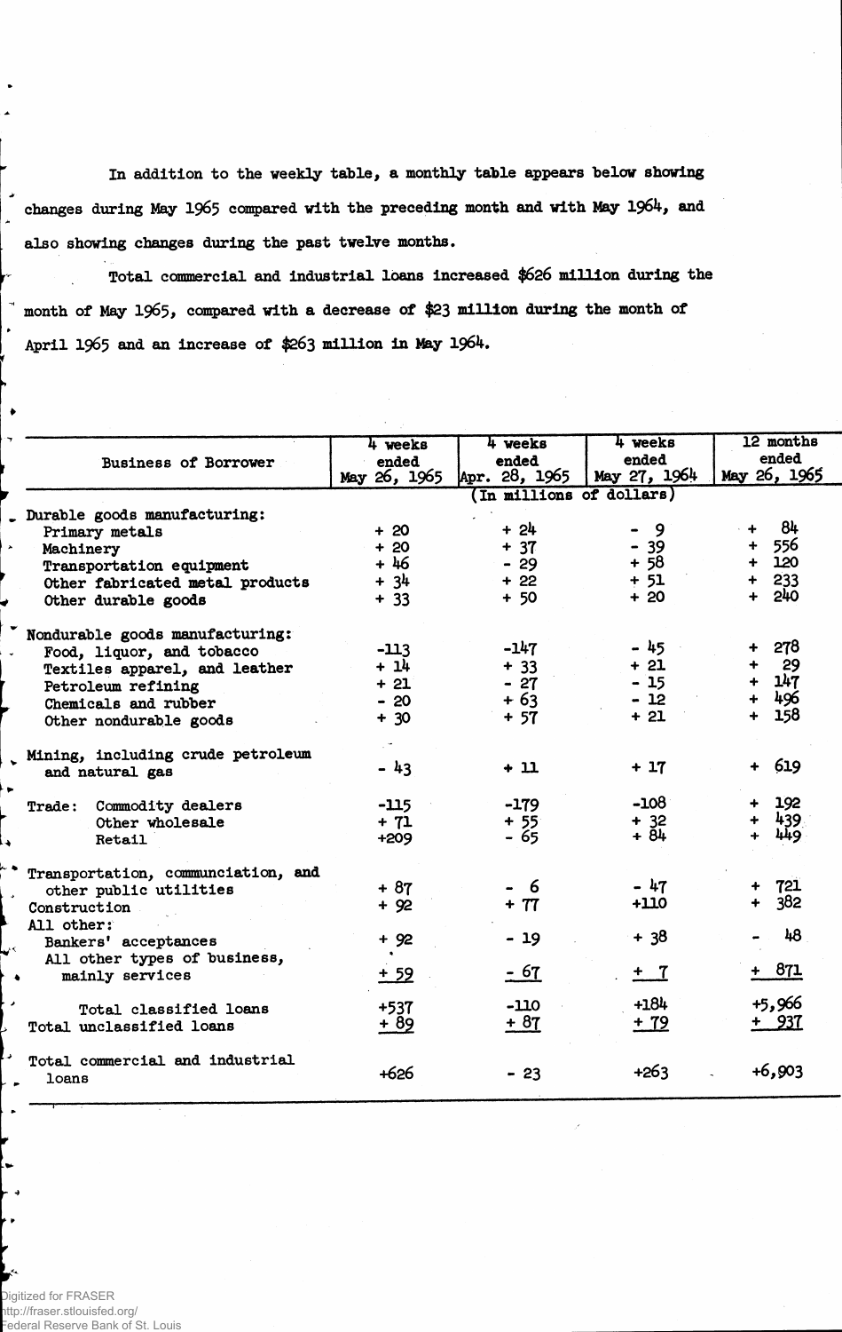In addition to the weekly table, a monthly table appears below showing changes during May 1965 compared with the preceding month and with May 1964, and also showing changes during the past twelve months.

Total commercial and industrial loans increased $626 million during the month of May 1965, compared with a decrease of $23 million during the month of April 1965 and an increase of $263 million in May 1964.

| Business of Borrower | 4 weeks ended May 26, 1965 | 4 weeks ended Apr. 28, 1965 | 4 weeks ended May 27, 1964 | 12 months ended May 26, 1965 |
|---|---|---|---|---|
| | (In millions of dollars) | | | |
| Durable goods manufacturing: | | | | |
| Primary metals | + 20 | + 24 | - 9 | + 84 |
| Machinery | + 20 | + 37 | - 39 | + 556 |
| Transportation equipment | + 46 | - 29 | + 58 | + 120 |
| Other fabricated metal products | + 34 | + 22 | + 51 | + 233 |
| Other durable goods | + 33 | + 50 | + 20 | + 240 |
| Nondurable goods manufacturing: | | | | |
| Food, liquor, and tobacco | -113 | -147 | - 45 | + 278 |
| Textiles apparel, and leather | + 14 | + 33 | + 21 | + 29 |
| Petroleum refining | + 21 | - 27 | - 15 | + 147 |
| Chemicals and rubber | - 20 | + 63 | - 12 | + 496 |
| Other nondurable goods | + 30 | + 57 | + 21 | + 158 |
| Mining, including crude petroleum and natural gas | - 43 | + 11 | + 17 | + 619 |
| Trade: Commodity dealers | -115 | -179 | -108 | + 192 |
| Other wholesale | + 71 | + 55 | + 32 | + 439 |
| Retail | +209 | - 65 | + 84 | + 449 |
| Transportation, communciation, and other public utilities | + 87 | - 6 | - 47 | + 721 |
| Construction | + 92 | + 77 | +110 | + 382 |
| All other: | | | | |
| Bankers' acceptances | + 92 | - 19 | + 38 | - 48 |
| All other types of business, mainly services | + 59 | - 67 | + 7 | + 871 |
| Total classified loans | +537 | -110 | +184 | +5,966 |
| Total unclassified loans | + 89 | + 87 | + 79 | + 937 |
| Total commercial and industrial loans | +626 | - 23 | +263 | +6,903 |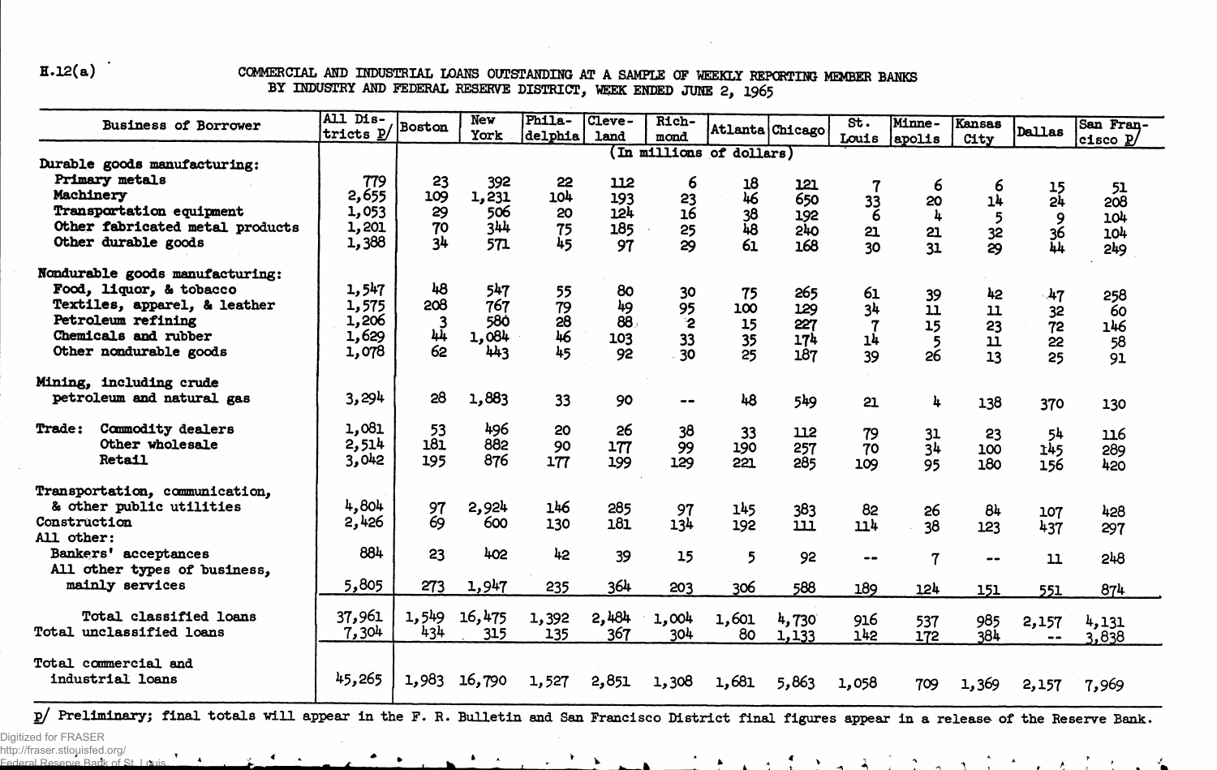H.12(a)

COMMERCIAL AND INDUSTRIAL LOANS OUTSTANDING AT A SAMPLE OF WEEKLY REPORTING MEMBER BANKS
BY INDUSTRY AND FEDERAL RESERVE DISTRICT, WEEK ENDED JUNE 2, 1965

| Business of Borrower | All Districts p/ | Boston | New York | Philadelphia | Cleveland | Richmond | Atlanta | Chicago | St. Louis | Minneapolis | Kansas City | Dallas | San Francisco p/ |
|---|---|---|---|---|---|---|---|---|---|---|---|---|---|
| | (In millions of dollars) | | | | | | | | | | | | |
| **Durable goods manufacturing:** | | | | | | | | | | | | | |
| Primary metals | 779 | 23 | 392 | 22 | 112 | 6 | 18 | 121 | 7 | 6 | 6 | 15 | 51 |
| Machinery | 2,655 | 109 | 1,231 | 104 | 193 | 23 | 46 | 650 | 33 | 20 | 14 | 24 | 208 |
| Transportation equipment | 1,053 | 29 | 506 | 20 | 124 | 16 | 38 | 192 | 6 | 4 | 5 | 9 | 104 |
| Other fabricated metal products | 1,201 | 70 | 344 | 75 | 185 | 25 | 48 | 240 | 21 | 21 | 32 | 36 | 104 |
| Other durable goods | 1,388 | 34 | 571 | 45 | 97 | 29 | 61 | 168 | 30 | 31 | 29 | 44 | 249 |
| **Nondurable goods manufacturing:** | | | | | | | | | | | | | |
| Food, liquor, & tobacco | 1,547 | 48 | 547 | 55 | 80 | 30 | 75 | 265 | 61 | 39 | 42 | 47 | 258 |
| Textiles, apparel, & leather | 1,575 | 208 | 767 | 79 | 49 | 95 | 100 | 129 | 34 | 11 | 11 | 32 | 60 |
| Petroleum refining | 1,206 | 3 | 580 | 28 | 88 | 2 | 15 | 227 | 7 | 15 | 23 | 72 | 146 |
| Chemicals and rubber | 1,629 | 44 | 1,084 | 46 | 103 | 33 | 35 | 174 | 14 | 5 | 11 | 22 | 58 |
| Other nondurable goods | 1,078 | 62 | 443 | 45 | 92 | 30 | 25 | 187 | 39 | 26 | 13 | 25 | 91 |
| **Mining, including crude petroleum and natural gas** | 3,294 | 28 | 1,883 | 33 | 90 | -- | 48 | 549 | 21 | 4 | 138 | 370 | 130 |
| **Trade:** Commodity dealers | 1,081 | 53 | 496 | 20 | 26 | 38 | 33 | 112 | 79 | 31 | 23 | 54 | 116 |
| Other wholesale | 2,514 | 181 | 882 | 90 | 177 | 99 | 190 | 257 | 70 | 34 | 100 | 145 | 289 |
| Retail | 3,042 | 195 | 876 | 177 | 199 | 129 | 221 | 285 | 109 | 95 | 180 | 156 | 420 |
| Transportation, communication, & other public utilities | 4,804 | 97 | 2,924 | 146 | 285 | 97 | 145 | 383 | 82 | 26 | 84 | 107 | 428 |
| Construction | 2,426 | 69 | 600 | 130 | 181 | 134 | 192 | 111 | 114 | 38 | 123 | 437 | 297 |
| All other: | | | | | | | | | | | | | |
| Bankers' acceptances | 884 | 23 | 402 | 42 | 39 | 15 | 5 | 92 | -- | 7 | -- | 11 | 248 |
| All other types of business, mainly services | 5,805 | 273 | 1,947 | 235 | 364 | 203 | 306 | 588 | 189 | 124 | 151 | 551 | 874 |
| Total classified loans | 37,961 | 1,549 | 16,475 | 1,392 | 2,484 | 1,004 | 1,601 | 4,730 | 916 | 537 | 985 | 2,157 | 4,131 |
| Total unclassified loans | 7,304 | 434 | 315 | 135 | 367 | 304 | 80 | 1,133 | 142 | 172 | 384 | -- | 3,838 |
| **Total commercial and industrial loans** | 45,265 | 1,983 | 16,790 | 1,527 | 2,851 | 1,308 | 1,681 | 5,863 | 1,058 | 709 | 1,369 | 2,157 | 7,969 |

p/ Preliminary; final totals will appear in the F. R. Bulletin and San Francisco District final figures appear in a release of the Reserve Bank.